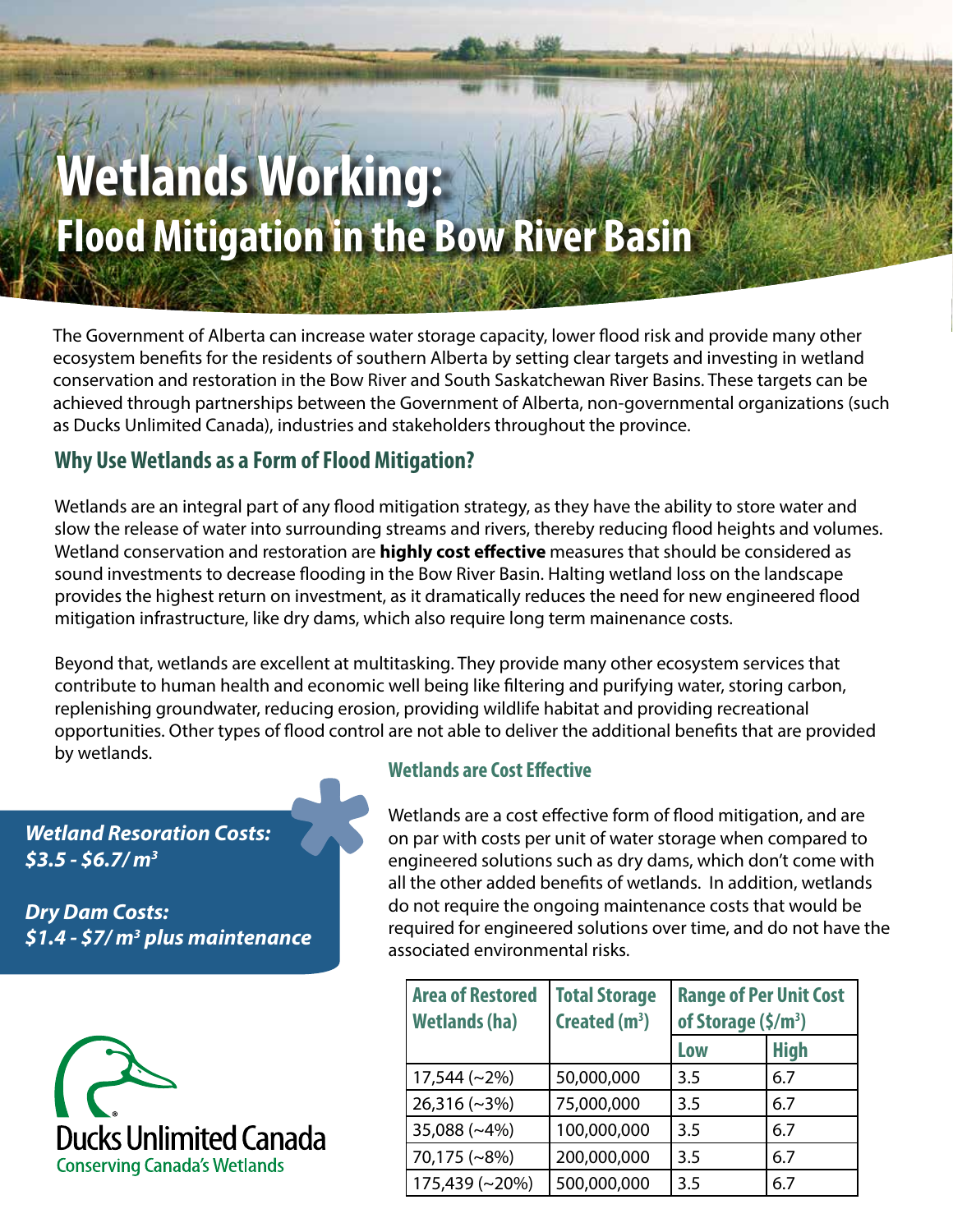# Wetlands Working:
## Flood Mitigation in the Bow River Basin

The Government of Alberta can increase water storage capacity, lower flood risk and provide many other ecosystem benefits for the residents of southern Alberta by setting clear targets and investing in wetland conservation and restoration in the Bow River and South Saskatchewan River Basins. These targets can be achieved through partnerships between the Government of Alberta, non-governmental organizations (such as Ducks Unlimited Canada), industries and stakeholders throughout the province.

## Why Use Wetlands as a Form of Flood Mitigation?

Wetlands are an integral part of any flood mitigation strategy, as they have the ability to store water and slow the release of water into surrounding streams and rivers, thereby reducing flood heights and volumes. Wetland conservation and restoration are **highly cost effective** measures that should be considered as sound investments to decrease flooding in the Bow River Basin. Halting wetland loss on the landscape provides the highest return on investment, as it dramatically reduces the need for new engineered flood mitigation infrastructure, like dry dams, which also require long term mainenance costs.

Beyond that, wetlands are excellent at multitasking. They provide many other ecosystem services that contribute to human health and economic well being like filtering and purifying water, storing carbon, replenishing groundwater, reducing erosion, providing wildlife habitat and providing recreational opportunities. Other types of flood control are not able to deliver the additional benefits that are provided by wetlands.

***Wetland Resoration Costs: $3.5 - $6.7/ m³***

***Dry Dam Costs: $1.4 - $7/ m³ plus maintenance***

### Wetlands are Cost Effective

Wetlands are a cost effective form of flood mitigation, and are on par with costs per unit of water storage when compared to engineered solutions such as dry dams, which don't come with all the other added benefits of wetlands. In addition, wetlands do not require the ongoing maintenance costs that would be required for engineered solutions over time, and do not have the associated environmental risks.

| Area of Restored Wetlands (ha) | Total Storage Created (m³) | Range of Per Unit Cost of Storage ($/m³) | |
|---|---|---|---|
| | | Low | High |
| 17,544 (~2%) | 50,000,000 | 3.5 | 6.7 |
| 26,316 (~3%) | 75,000,000 | 3.5 | 6.7 |
| 35,088 (~4%) | 100,000,000 | 3.5 | 6.7 |
| 70,175 (~8%) | 200,000,000 | 3.5 | 6.7 |
| 175,439 (~20%) | 500,000,000 | 3.5 | 6.7 |

Ducks Unlimited Canada
Conserving Canada's Wetlands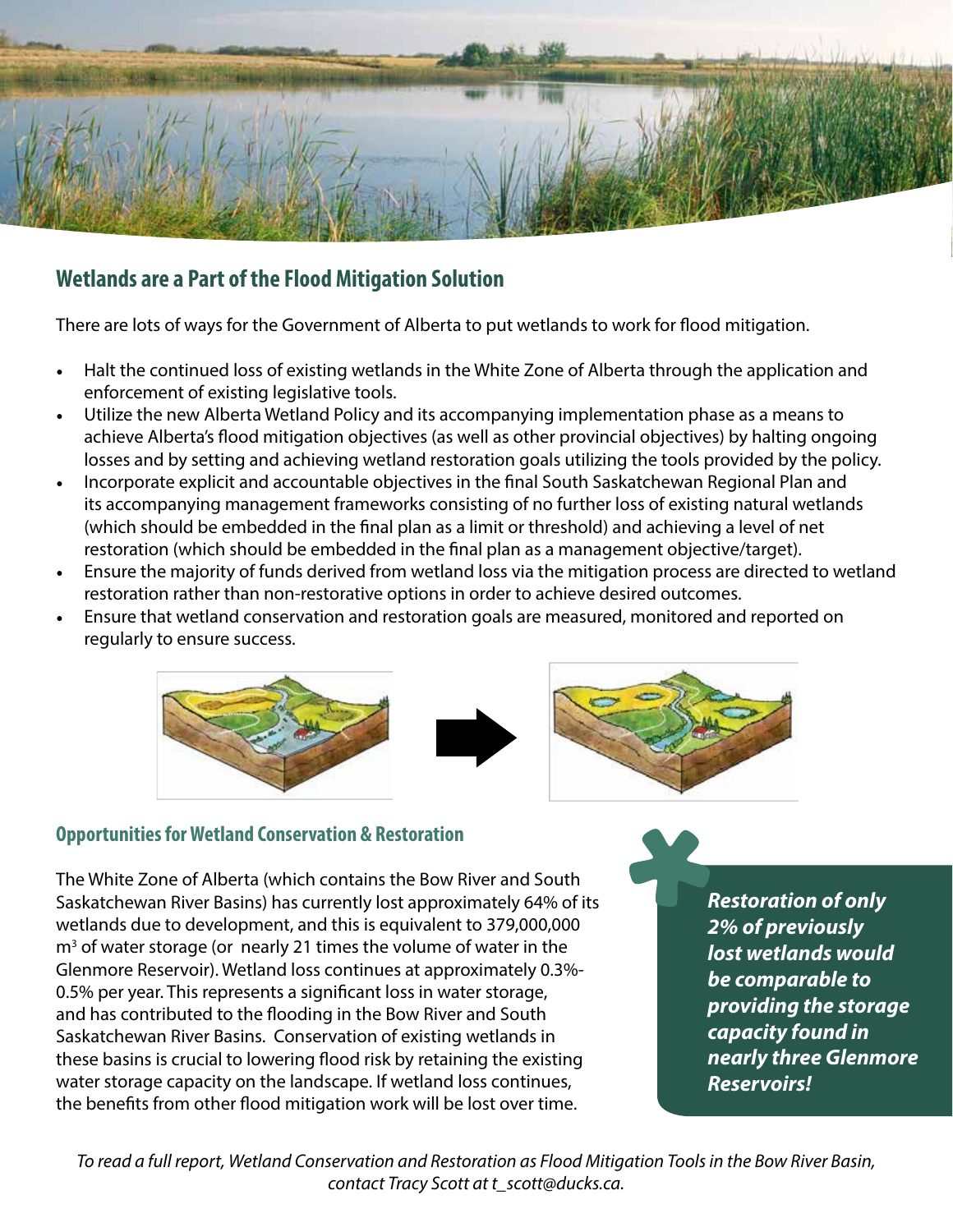## Wetlands are a Part of the Flood Mitigation Solution

There are lots of ways for the Government of Alberta to put wetlands to work for flood mitigation.

- Halt the continued loss of existing wetlands in the White Zone of Alberta through the application and enforcement of existing legislative tools.
- Utilize the new Alberta Wetland Policy and its accompanying implementation phase as a means to achieve Alberta's flood mitigation objectives (as well as other provincial objectives) by halting ongoing losses and by setting and achieving wetland restoration goals utilizing the tools provided by the policy.
- Incorporate explicit and accountable objectives in the final South Saskatchewan Regional Plan and its accompanying management frameworks consisting of no further loss of existing natural wetlands (which should be embedded in the final plan as a limit or threshold) and achieving a level of net restoration (which should be embedded in the final plan as a management objective/target).
- Ensure the majority of funds derived from wetland loss via the mitigation process are directed to wetland restoration rather than non-restorative options in order to achieve desired outcomes.
- Ensure that wetland conservation and restoration goals are measured, monitored and reported on regularly to ensure success.

### Opportunities for Wetland Conservation & Restoration

The White Zone of Alberta (which contains the Bow River and South Saskatchewan River Basins) has currently lost approximately 64% of its wetlands due to development, and this is equivalent to 379,000,000 $m^3$ of water storage (or nearly 21 times the volume of water in the Glenmore Reservoir). Wetland loss continues at approximately 0.3%-0.5% per year. This represents a significant loss in water storage, and has contributed to the flooding in the Bow River and South Saskatchewan River Basins. Conservation of existing wetlands in these basins is crucial to lowering flood risk by retaining the existing water storage capacity on the landscape. If wetland loss continues, the benefits from other flood mitigation work will be lost over time.

***Restoration of only 2% of previously lost wetlands would be comparable to providing the storage capacity found in nearly three Glenmore Reservoirs!***

*To read a full report, Wetland Conservation and Restoration as Flood Mitigation Tools in the Bow River Basin, contact Tracy Scott at t_scott@ducks.ca.*